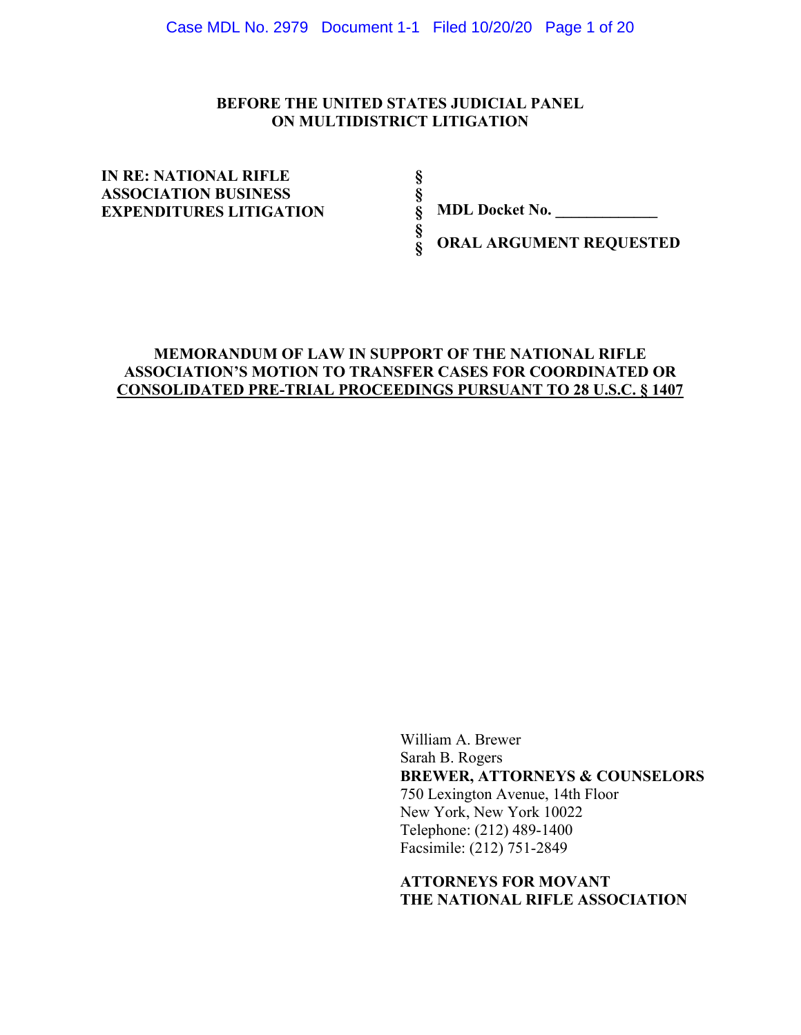**BEFORE THE UNITED STATES JUDICIAL PANEL ON MULTIDISTRICT LITIGATION**

| | | |
|---|---|---|
| **IN RE: NATIONAL RIFLE ASSOCIATION BUSINESS EXPENDITURES LITIGATION** | §<br>§<br>§<br>§<br>§ | **MDL Docket No. \_\_\_\_\_\_\_\_\_\_\_\_\_**<br><br>**ORAL ARGUMENT REQUESTED** |

**MEMORANDUM OF LAW IN SUPPORT OF THE NATIONAL RIFLE ASSOCIATION'S MOTION TO TRANSFER CASES FOR COORDINATED OR CONSOLIDATED PRE-TRIAL PROCEEDINGS PURSUANT TO 28 U.S.C. § 1407**

William A. Brewer
Sarah B. Rogers
**BREWER, ATTORNEYS & COUNSELORS**
750 Lexington Avenue, 14th Floor
New York, New York 10022
Telephone: (212) 489-1400
Facsimile: (212) 751-2849

**ATTORNEYS FOR MOVANT**
**THE NATIONAL RIFLE ASSOCIATION**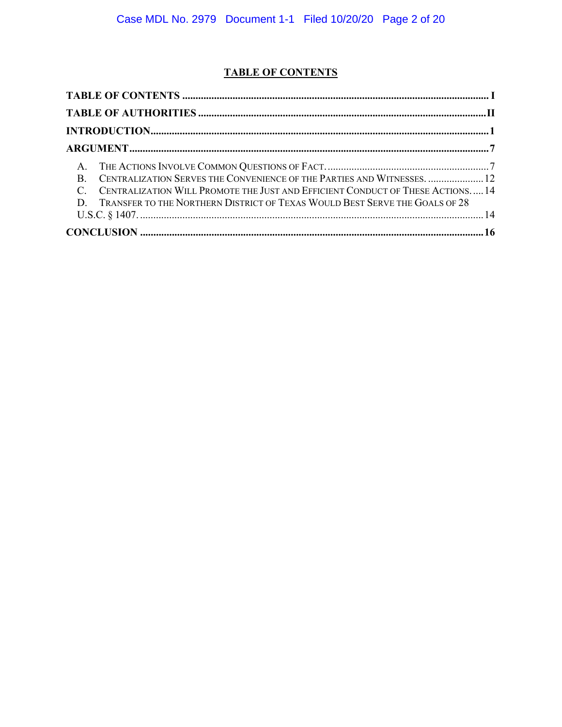## TABLE OF CONTENTS

**TABLE OF CONTENTS** ........................................................................................................ **I**

**TABLE OF AUTHORITIES** ............................................................................................... **II**

**INTRODUCTION**................................................................................................................ **1**

**ARGUMENT**........................................................................................................................ **7**

A. THE ACTIONS INVOLVE COMMON QUESTIONS OF FACT. ............................................................ 7

B. CENTRALIZATION SERVES THE CONVENIENCE OF THE PARTIES AND WITNESSES. ..................... 12

C. CENTRALIZATION WILL PROMOTE THE JUST AND EFFICIENT CONDUCT OF THESE ACTIONS. .... 14

D. TRANSFER TO THE NORTHERN DISTRICT OF TEXAS WOULD BEST SERVE THE GOALS OF 28 U.S.C. § 1407. ................................................................................................................. 14

**CONCLUSION** .................................................................................................................. **16**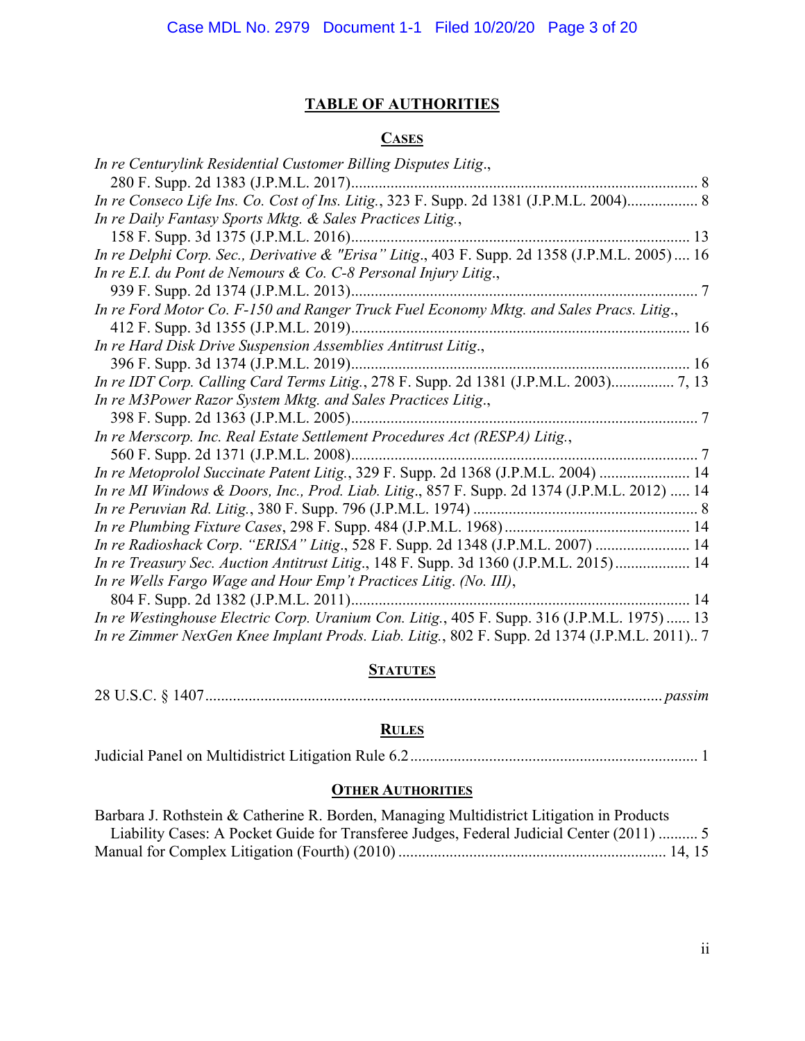# TABLE OF AUTHORITIES

## CASES

*In re Centurylink Residential Customer Billing Disputes Litig.*, 280 F. Supp. 2d 1383 (J.P.M.L. 2017) ........ 8

*In re Conseco Life Ins. Co. Cost of Ins. Litig.*, 323 F. Supp. 2d 1381 (J.P.M.L. 2004) ........ 8

*In re Daily Fantasy Sports Mktg. & Sales Practices Litig.*, 158 F. Supp. 3d 1375 (J.P.M.L. 2016) ........ 13

*In re Delphi Corp. Sec., Derivative & "Erisa" Litig.*, 403 F. Supp. 2d 1358 (J.P.M.L. 2005) ........ 16

*In re E.I. du Pont de Nemours & Co. C-8 Personal Injury Litig.*, 939 F. Supp. 2d 1374 (J.P.M.L. 2013) ........ 7

*In re Ford Motor Co. F-150 and Ranger Truck Fuel Economy Mktg. and Sales Pracs. Litig.*, 412 F. Supp. 3d 1355 (J.P.M.L. 2019) ........ 16

*In re Hard Disk Drive Suspension Assemblies Antitrust Litig.*, 396 F. Supp. 3d 1374 (J.P.M.L. 2019) ........ 16

*In re IDT Corp. Calling Card Terms Litig.*, 278 F. Supp. 2d 1381 (J.P.M.L. 2003) ........ 7, 13

*In re M3Power Razor System Mktg. and Sales Practices Litig.*, 398 F. Supp. 2d 1363 (J.P.M.L. 2005) ........ 7

*In re Merscorp. Inc. Real Estate Settlement Procedures Act (RESPA) Litig.*, 560 F. Supp. 2d 1371 (J.P.M.L. 2008) ........ 7

*In re Metoprolol Succinate Patent Litig.*, 329 F. Supp. 2d 1368 (J.P.M.L. 2004) ........ 14

*In re MI Windows & Doors, Inc., Prod. Liab. Litig.*, 857 F. Supp. 2d 1374 (J.P.M.L. 2012) ........ 14

*In re Peruvian Rd. Litig.*, 380 F. Supp. 796 (J.P.M.L. 1974) ........ 8

*In re Plumbing Fixture Cases*, 298 F. Supp. 484 (J.P.M.L. 1968) ........ 14

*In re Radioshack Corp. "ERISA" Litig.*, 528 F. Supp. 2d 1348 (J.P.M.L. 2007) ........ 14

*In re Treasury Sec. Auction Antitrust Litig.*, 148 F. Supp. 3d 1360 (J.P.M.L. 2015) ........ 14

*In re Wells Fargo Wage and Hour Emp't Practices Litig. (No. III)*, 804 F. Supp. 2d 1382 (J.P.M.L. 2011) ........ 14

*In re Westinghouse Electric Corp. Uranium Con. Litig.*, 405 F. Supp. 316 (J.P.M.L. 1975) ........ 13

*In re Zimmer NexGen Knee Implant Prods. Liab. Litig.*, 802 F. Supp. 2d 1374 (J.P.M.L. 2011) ........ 7

## STATUTES

28 U.S.C. § 1407 ........ *passim*

## RULES

Judicial Panel on Multidistrict Litigation Rule 6.2 ........ 1

## OTHER AUTHORITIES

Barbara J. Rothstein & Catherine R. Borden, Managing Multidistrict Litigation in Products Liability Cases: A Pocket Guide for Transferee Judges, Federal Judicial Center (2011) ........ 5

Manual for Complex Litigation (Fourth) (2010) ........ 14, 15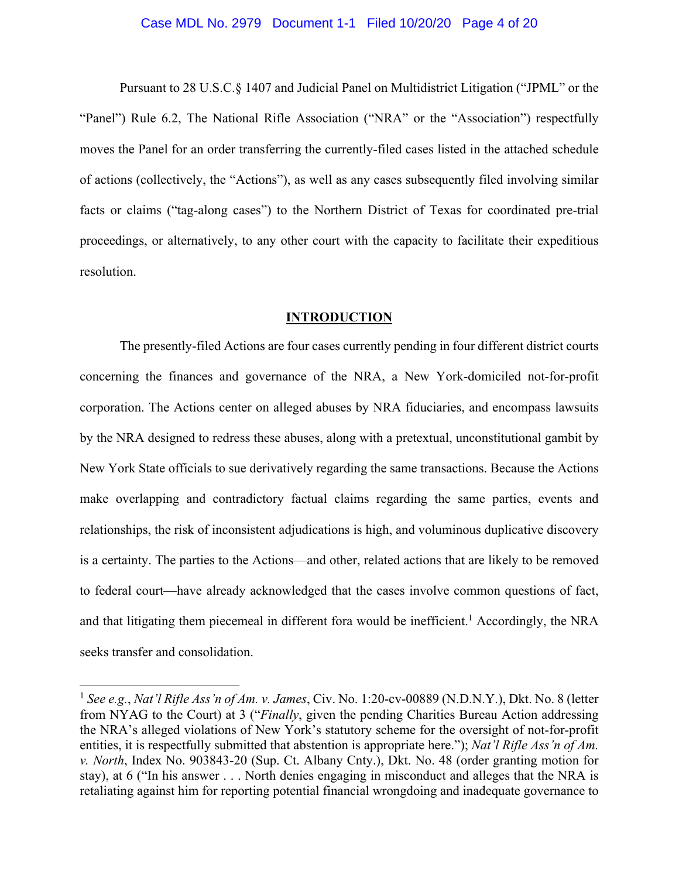Pursuant to 28 U.S.C.§ 1407 and Judicial Panel on Multidistrict Litigation ("JPML" or the "Panel") Rule 6.2, The National Rifle Association ("NRA" or the "Association") respectfully moves the Panel for an order transferring the currently-filed cases listed in the attached schedule of actions (collectively, the "Actions"), as well as any cases subsequently filed involving similar facts or claims ("tag-along cases") to the Northern District of Texas for coordinated pre-trial proceedings, or alternatively, to any other court with the capacity to facilitate their expeditious resolution.

## INTRODUCTION

The presently-filed Actions are four cases currently pending in four different district courts concerning the finances and governance of the NRA, a New York-domiciled not-for-profit corporation. The Actions center on alleged abuses by NRA fiduciaries, and encompass lawsuits by the NRA designed to redress these abuses, along with a pretextual, unconstitutional gambit by New York State officials to sue derivatively regarding the same transactions. Because the Actions make overlapping and contradictory factual claims regarding the same parties, events and relationships, the risk of inconsistent adjudications is high, and voluminous duplicative discovery is a certainty. The parties to the Actions—and other, related actions that are likely to be removed to federal court—have already acknowledged that the cases involve common questions of fact, and that litigating them piecemeal in different fora would be inefficient.[1] Accordingly, the NRA seeks transfer and consolidation.

[1] *See e.g.*, *Nat'l Rifle Ass'n of Am. v. James*, Civ. No. 1:20-cv-00889 (N.D.N.Y.), Dkt. No. 8 (letter from NYAG to the Court) at 3 ("*Finally*, given the pending Charities Bureau Action addressing the NRA's alleged violations of New York's statutory scheme for the oversight of not-for-profit entities, it is respectfully submitted that abstention is appropriate here."); *Nat'l Rifle Ass'n of Am. v. North*, Index No. 903843-20 (Sup. Ct. Albany Cnty.), Dkt. No. 48 (order granting motion for stay), at 6 ("In his answer . . . North denies engaging in misconduct and alleges that the NRA is retaliating against him for reporting potential financial wrongdoing and inadequate governance to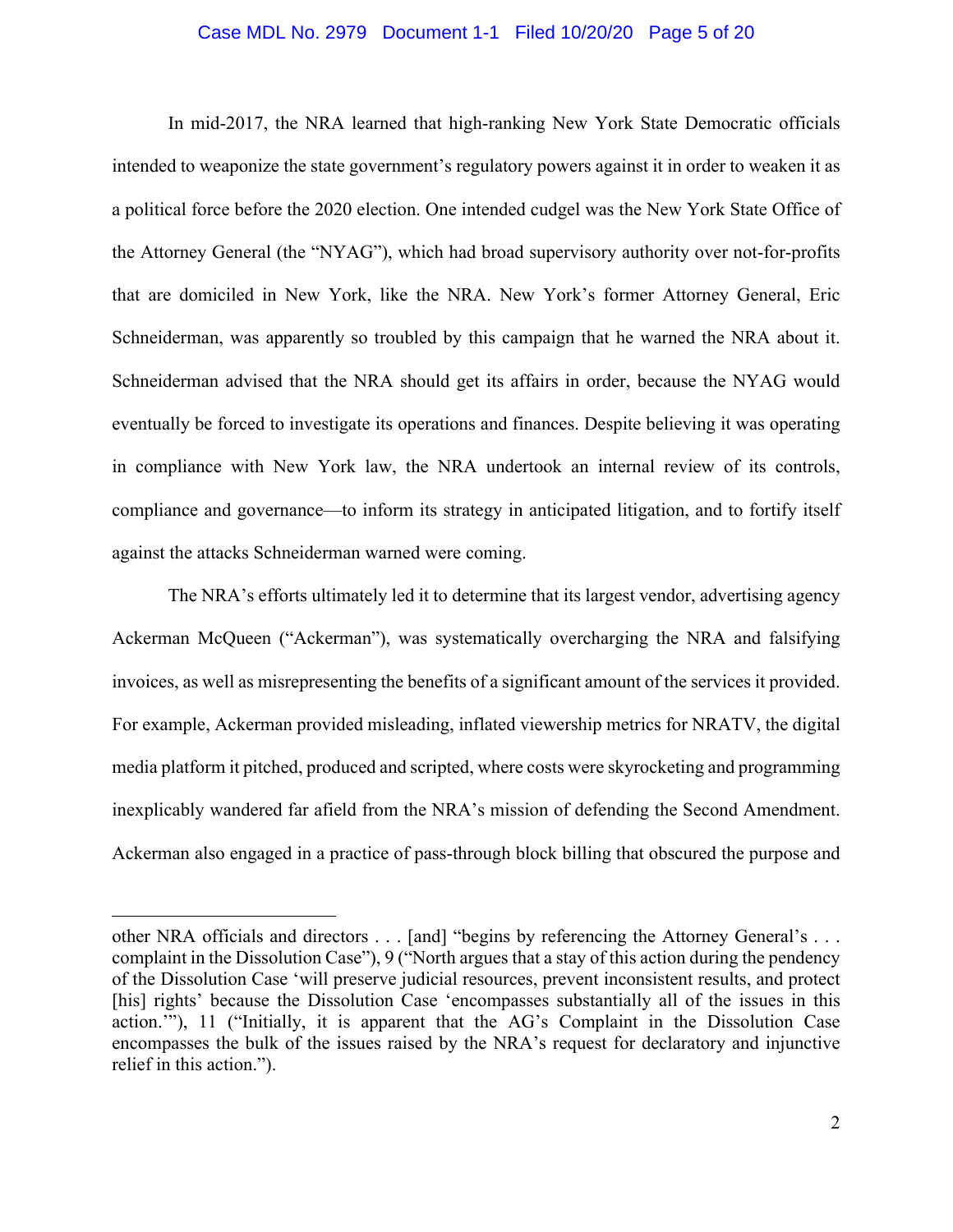In mid-2017, the NRA learned that high-ranking New York State Democratic officials intended to weaponize the state government's regulatory powers against it in order to weaken it as a political force before the 2020 election. One intended cudgel was the New York State Office of the Attorney General (the "NYAG"), which had broad supervisory authority over not-for-profits that are domiciled in New York, like the NRA. New York's former Attorney General, Eric Schneiderman, was apparently so troubled by this campaign that he warned the NRA about it. Schneiderman advised that the NRA should get its affairs in order, because the NYAG would eventually be forced to investigate its operations and finances. Despite believing it was operating in compliance with New York law, the NRA undertook an internal review of its controls, compliance and governance—to inform its strategy in anticipated litigation, and to fortify itself against the attacks Schneiderman warned were coming.

The NRA's efforts ultimately led it to determine that its largest vendor, advertising agency Ackerman McQueen ("Ackerman"), was systematically overcharging the NRA and falsifying invoices, as well as misrepresenting the benefits of a significant amount of the services it provided. For example, Ackerman provided misleading, inflated viewership metrics for NRATV, the digital media platform it pitched, produced and scripted, where costs were skyrocketing and programming inexplicably wandered far afield from the NRA's mission of defending the Second Amendment. Ackerman also engaged in a practice of pass-through block billing that obscured the purpose and

---

other NRA officials and directors . . . [and] "begins by referencing the Attorney General's . . . complaint in the Dissolution Case"), 9 ("North argues that a stay of this action during the pendency of the Dissolution Case 'will preserve judicial resources, prevent inconsistent results, and protect [his] rights' because the Dissolution Case 'encompasses substantially all of the issues in this action.'"), 11 ("Initially, it is apparent that the AG's Complaint in the Dissolution Case encompasses the bulk of the issues raised by the NRA's request for declaratory and injunctive relief in this action.").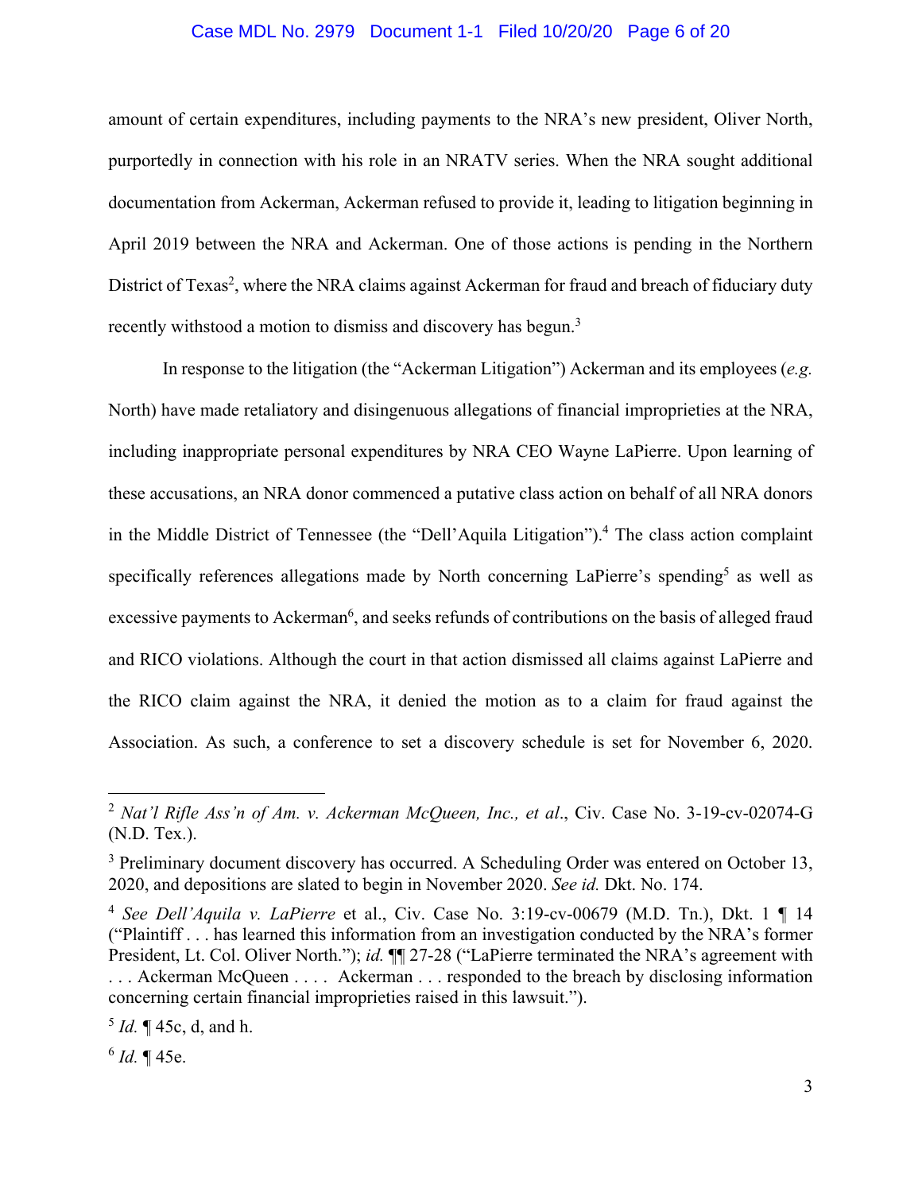amount of certain expenditures, including payments to the NRA's new president, Oliver North, purportedly in connection with his role in an NRATV series. When the NRA sought additional documentation from Ackerman, Ackerman refused to provide it, leading to litigation beginning in April 2019 between the NRA and Ackerman. One of those actions is pending in the Northern District of Texas[2], where the NRA claims against Ackerman for fraud and breach of fiduciary duty recently withstood a motion to dismiss and discovery has begun.[3]

In response to the litigation (the "Ackerman Litigation") Ackerman and its employees (*e.g.* North) have made retaliatory and disingenuous allegations of financial improprieties at the NRA, including inappropriate personal expenditures by NRA CEO Wayne LaPierre. Upon learning of these accusations, an NRA donor commenced a putative class action on behalf of all NRA donors in the Middle District of Tennessee (the "Dell'Aquila Litigation").[4] The class action complaint specifically references allegations made by North concerning LaPierre's spending[5] as well as excessive payments to Ackerman[6], and seeks refunds of contributions on the basis of alleged fraud and RICO violations. Although the court in that action dismissed all claims against LaPierre and the RICO claim against the NRA, it denied the motion as to a claim for fraud against the Association. As such, a conference to set a discovery schedule is set for November 6, 2020.

---

[2] *Nat'l Rifle Ass'n of Am. v. Ackerman McQueen, Inc., et al*., Civ. Case No. 3-19-cv-02074-G (N.D. Tex.).

[3] Preliminary document discovery has occurred. A Scheduling Order was entered on October 13, 2020, and depositions are slated to begin in November 2020. *See id.* Dkt. No. 174.

[4] *See Dell'Aquila v. LaPierre* et al., Civ. Case No. 3:19-cv-00679 (M.D. Tn.), Dkt. 1 ¶ 14 ("Plaintiff . . . has learned this information from an investigation conducted by the NRA's former President, Lt. Col. Oliver North."); *id.* ¶¶ 27-28 ("LaPierre terminated the NRA's agreement with . . . Ackerman McQueen . . . . Ackerman . . . responded to the breach by disclosing information concerning certain financial improprieties raised in this lawsuit.").

[5] *Id.* ¶ 45c, d, and h.

[6] *Id.* ¶ 45e.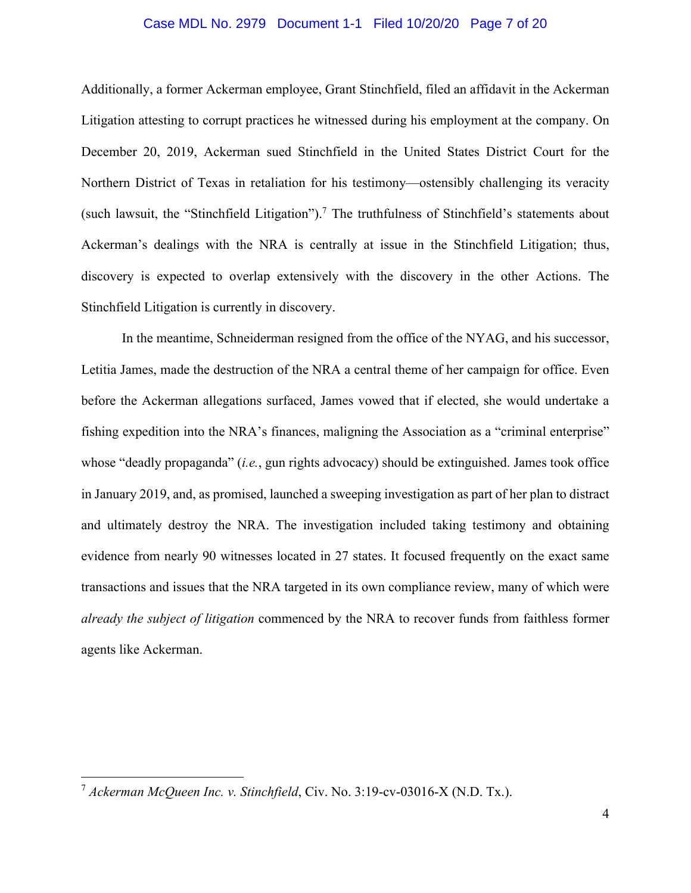Additionally, a former Ackerman employee, Grant Stinchfield, filed an affidavit in the Ackerman Litigation attesting to corrupt practices he witnessed during his employment at the company. On December 20, 2019, Ackerman sued Stinchfield in the United States District Court for the Northern District of Texas in retaliation for his testimony—ostensibly challenging its veracity (such lawsuit, the "Stinchfield Litigation").[7] The truthfulness of Stinchfield's statements about Ackerman's dealings with the NRA is centrally at issue in the Stinchfield Litigation; thus, discovery is expected to overlap extensively with the discovery in the other Actions. The Stinchfield Litigation is currently in discovery.

In the meantime, Schneiderman resigned from the office of the NYAG, and his successor, Letitia James, made the destruction of the NRA a central theme of her campaign for office. Even before the Ackerman allegations surfaced, James vowed that if elected, she would undertake a fishing expedition into the NRA's finances, maligning the Association as a "criminal enterprise" whose "deadly propaganda" (*i.e.*, gun rights advocacy) should be extinguished. James took office in January 2019, and, as promised, launched a sweeping investigation as part of her plan to distract and ultimately destroy the NRA. The investigation included taking testimony and obtaining evidence from nearly 90 witnesses located in 27 states. It focused frequently on the exact same transactions and issues that the NRA targeted in its own compliance review, many of which were *already the subject of litigation* commenced by the NRA to recover funds from faithless former agents like Ackerman.

---

[7] *Ackerman McQueen Inc. v. Stinchfield*, Civ. No. 3:19-cv-03016-X (N.D. Tx.).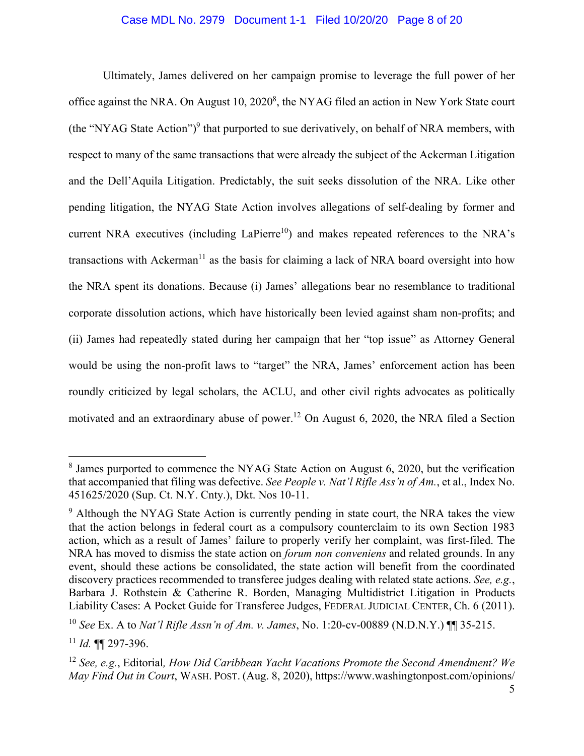Ultimately, James delivered on her campaign promise to leverage the full power of her office against the NRA. On August 10, 2020[8], the NYAG filed an action in New York State court (the "NYAG State Action")[9] that purported to sue derivatively, on behalf of NRA members, with respect to many of the same transactions that were already the subject of the Ackerman Litigation and the Dell'Aquila Litigation. Predictably, the suit seeks dissolution of the NRA. Like other pending litigation, the NYAG State Action involves allegations of self-dealing by former and current NRA executives (including LaPierre[10]) and makes repeated references to the NRA's transactions with Ackerman[11] as the basis for claiming a lack of NRA board oversight into how the NRA spent its donations. Because (i) James' allegations bear no resemblance to traditional corporate dissolution actions, which have historically been levied against sham non-profits; and (ii) James had repeatedly stated during her campaign that her "top issue" as Attorney General would be using the non-profit laws to "target" the NRA, James' enforcement action has been roundly criticized by legal scholars, the ACLU, and other civil rights advocates as politically motivated and an extraordinary abuse of power.[12] On August 6, 2020, the NRA filed a Section

---

[8] James purported to commence the NYAG State Action on August 6, 2020, but the verification that accompanied that filing was defective. *See People v. Nat'l Rifle Ass'n of Am.*, et al., Index No. 451625/2020 (Sup. Ct. N.Y. Cnty.), Dkt. Nos 10-11.

[9] Although the NYAG State Action is currently pending in state court, the NRA takes the view that the action belongs in federal court as a compulsory counterclaim to its own Section 1983 action, which as a result of James' failure to properly verify her complaint, was first-filed. The NRA has moved to dismiss the state action on *forum non conveniens* and related grounds. In any event, should these actions be consolidated, the state action will benefit from the coordinated discovery practices recommended to transferee judges dealing with related state actions. *See, e.g.*, Barbara J. Rothstein & Catherine R. Borden, Managing Multidistrict Litigation in Products Liability Cases: A Pocket Guide for Transferee Judges, FEDERAL JUDICIAL CENTER, Ch. 6 (2011).

[10] *See* Ex. A to *Nat'l Rifle Assn'n of Am. v. James*, No. 1:20-cv-00889 (N.D.N.Y.) ¶¶ 35-215.

[11] *Id.* ¶¶ 297-396.

[12] *See, e.g.*, Editorial*, How Did Caribbean Yacht Vacations Promote the Second Amendment? We May Find Out in Court*, WASH. POST. (Aug. 8, 2020), https://www.washingtonpost.com/opinions/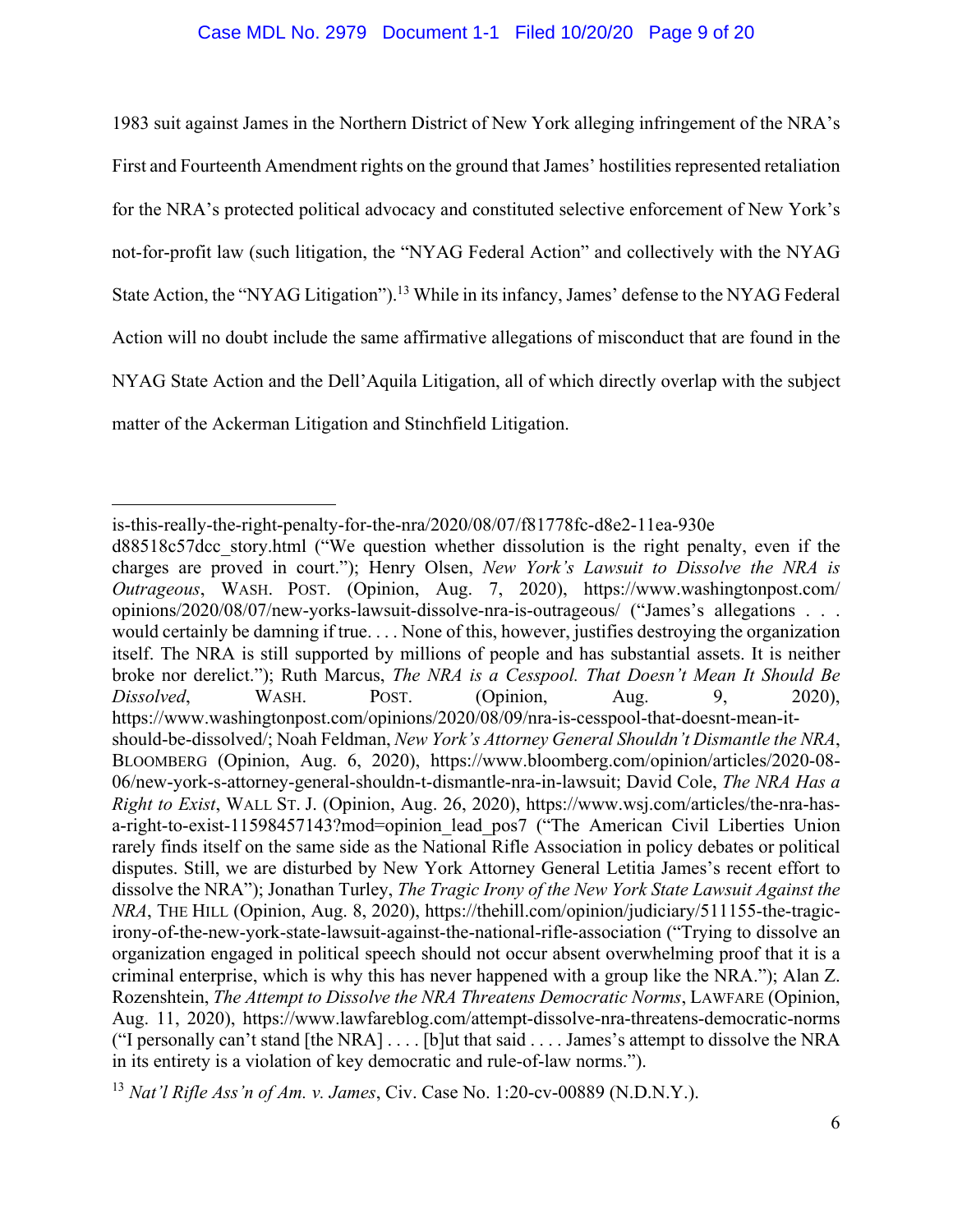1983 suit against James in the Northern District of New York alleging infringement of the NRA's First and Fourteenth Amendment rights on the ground that James' hostilities represented retaliation for the NRA's protected political advocacy and constituted selective enforcement of New York's not-for-profit law (such litigation, the "NYAG Federal Action" and collectively with the NYAG State Action, the "NYAG Litigation").[13] While in its infancy, James' defense to the NYAG Federal Action will no doubt include the same affirmative allegations of misconduct that are found in the NYAG State Action and the Dell'Aquila Litigation, all of which directly overlap with the subject matter of the Ackerman Litigation and Stinchfield Litigation.

---

is-this-really-the-right-penalty-for-the-nra/2020/08/07/f81778fc-d8e2-11ea-930e d88518c57dcc_story.html ("We question whether dissolution is the right penalty, even if the charges are proved in court."); Henry Olsen, *New York's Lawsuit to Dissolve the NRA is Outrageous*, WASH. POST. (Opinion, Aug. 7, 2020), https://www.washingtonpost.com/opinions/2020/08/07/new-yorks-lawsuit-dissolve-nra-is-outrageous/ ("James's allegations . . . would certainly be damning if true. . . . None of this, however, justifies destroying the organization itself. The NRA is still supported by millions of people and has substantial assets. It is neither broke nor derelict."); Ruth Marcus, *The NRA is a Cesspool. That Doesn't Mean It Should Be Dissolved*, WASH. POST. (Opinion, Aug. 9, 2020), https://www.washingtonpost.com/opinions/2020/08/09/nra-is-cesspool-that-doesnt-mean-it-should-be-dissolved/; Noah Feldman, *New York's Attorney General Shouldn't Dismantle the NRA*, BLOOMBERG (Opinion, Aug. 6, 2020), https://www.bloomberg.com/opinion/articles/2020-08-06/new-york-s-attorney-general-shouldn-t-dismantle-nra-in-lawsuit; David Cole, *The NRA Has a Right to Exist*, WALL ST. J. (Opinion, Aug. 26, 2020), https://www.wsj.com/articles/the-nra-has-a-right-to-exist-11598457143?mod=opinion_lead_pos7 ("The American Civil Liberties Union rarely finds itself on the same side as the National Rifle Association in policy debates or political disputes. Still, we are disturbed by New York Attorney General Letitia James's recent effort to dissolve the NRA"); Jonathan Turley, *The Tragic Irony of the New York State Lawsuit Against the NRA*, THE HILL (Opinion, Aug. 8, 2020), https://thehill.com/opinion/judiciary/511155-the-tragic-irony-of-the-new-york-state-lawsuit-against-the-national-rifle-association ("Trying to dissolve an organization engaged in political speech should not occur absent overwhelming proof that it is a criminal enterprise, which is why this has never happened with a group like the NRA."); Alan Z. Rozenshtein, *The Attempt to Dissolve the NRA Threatens Democratic Norms*, LAWFARE (Opinion, Aug. 11, 2020), https://www.lawfareblog.com/attempt-dissolve-nra-threatens-democratic-norms ("I personally can't stand [the NRA] . . . . [b]ut that said . . . . James's attempt to dissolve the NRA in its entirety is a violation of key democratic and rule-of-law norms.").

[13] *Nat'l Rifle Ass'n of Am. v. James*, Civ. Case No. 1:20-cv-00889 (N.D.N.Y.).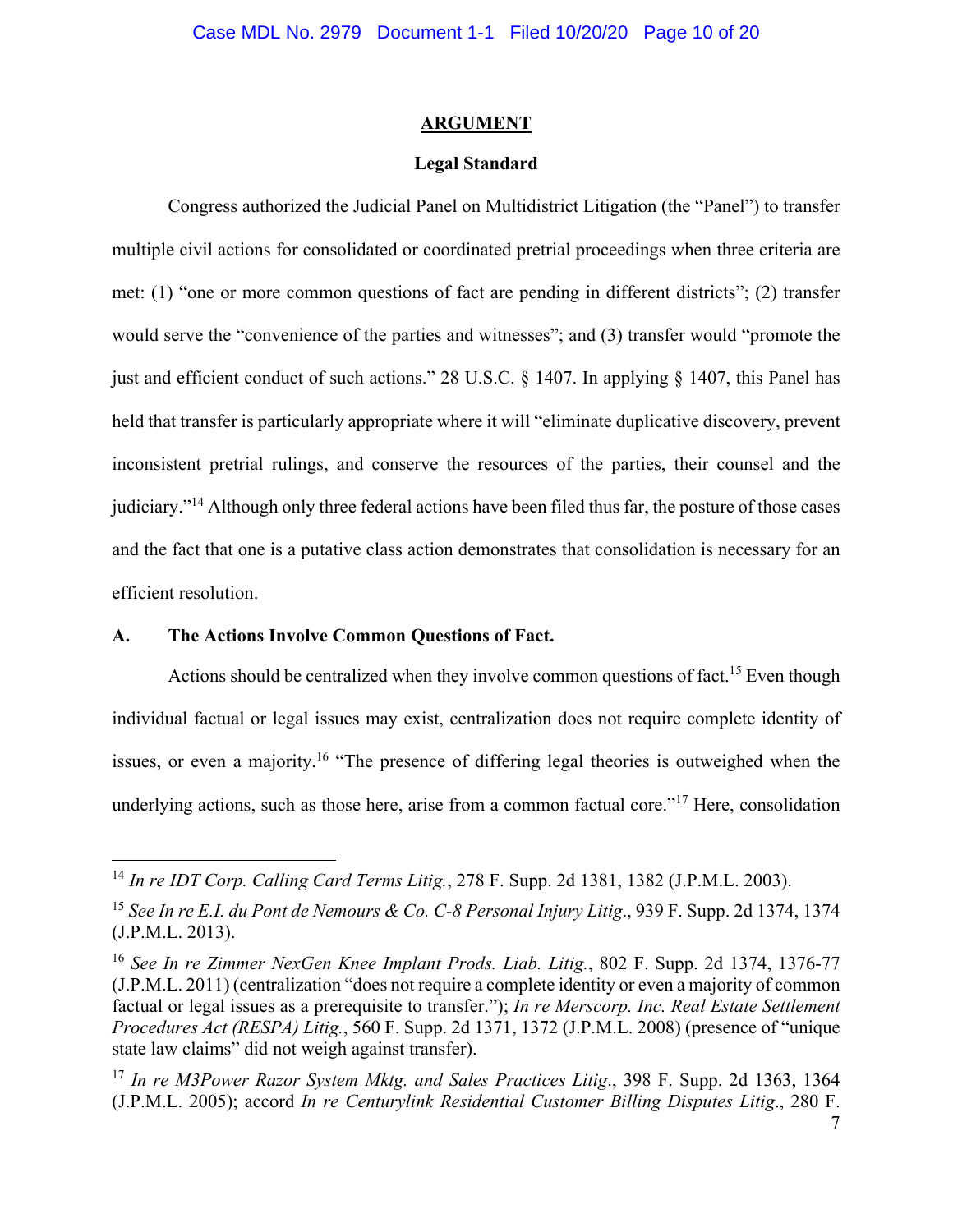## ARGUMENT

### Legal Standard

Congress authorized the Judicial Panel on Multidistrict Litigation (the "Panel") to transfer multiple civil actions for consolidated or coordinated pretrial proceedings when three criteria are met: (1) "one or more common questions of fact are pending in different districts"; (2) transfer would serve the "convenience of the parties and witnesses"; and (3) transfer would "promote the just and efficient conduct of such actions." 28 U.S.C. § 1407. In applying § 1407, this Panel has held that transfer is particularly appropriate where it will "eliminate duplicative discovery, prevent inconsistent pretrial rulings, and conserve the resources of the parties, their counsel and the judiciary."[14] Although only three federal actions have been filed thus far, the posture of those cases and the fact that one is a putative class action demonstrates that consolidation is necessary for an efficient resolution.

### A. The Actions Involve Common Questions of Fact.

Actions should be centralized when they involve common questions of fact.[15] Even though individual factual or legal issues may exist, centralization does not require complete identity of issues, or even a majority.[16] "The presence of differing legal theories is outweighed when the underlying actions, such as those here, arise from a common factual core."[17] Here, consolidation

---

[14] *In re IDT Corp. Calling Card Terms Litig.*, 278 F. Supp. 2d 1381, 1382 (J.P.M.L. 2003).

[15] *See In re E.I. du Pont de Nemours & Co. C-8 Personal Injury Litig*., 939 F. Supp. 2d 1374, 1374 (J.P.M.L. 2013).

[16] *See In re Zimmer NexGen Knee Implant Prods. Liab. Litig.*, 802 F. Supp. 2d 1374, 1376-77 (J.P.M.L. 2011) (centralization "does not require a complete identity or even a majority of common factual or legal issues as a prerequisite to transfer."); *In re Merscorp. Inc. Real Estate Settlement Procedures Act (RESPA) Litig.*, 560 F. Supp. 2d 1371, 1372 (J.P.M.L. 2008) (presence of "unique state law claims" did not weigh against transfer).

[17] *In re M3Power Razor System Mktg. and Sales Practices Litig*., 398 F. Supp. 2d 1363, 1364 (J.P.M.L. 2005); accord *In re Centurylink Residential Customer Billing Disputes Litig*., 280 F.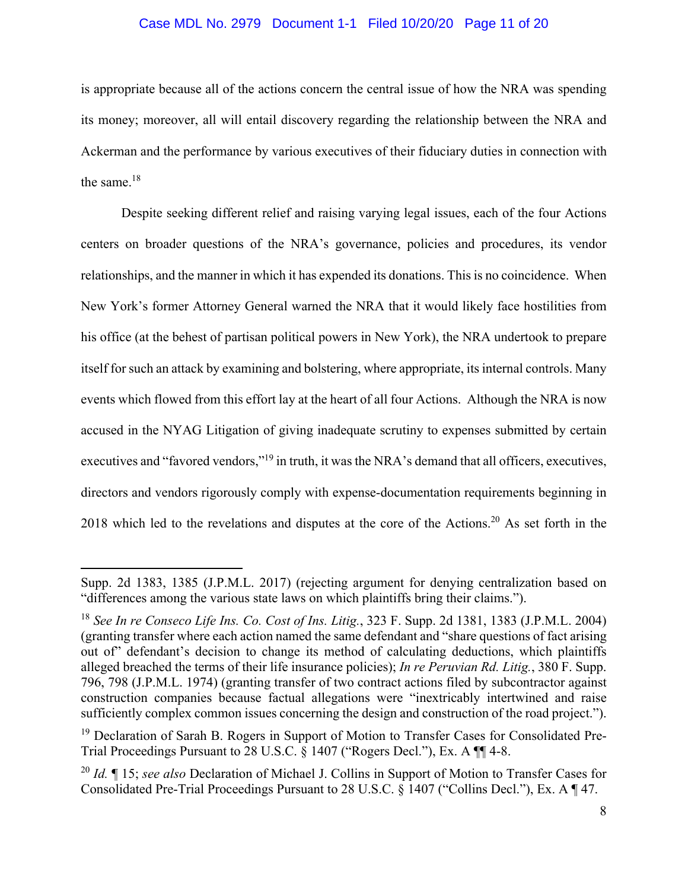is appropriate because all of the actions concern the central issue of how the NRA was spending its money; moreover, all will entail discovery regarding the relationship between the NRA and Ackerman and the performance by various executives of their fiduciary duties in connection with the same.[18]

Despite seeking different relief and raising varying legal issues, each of the four Actions centers on broader questions of the NRA's governance, policies and procedures, its vendor relationships, and the manner in which it has expended its donations. This is no coincidence. When New York's former Attorney General warned the NRA that it would likely face hostilities from his office (at the behest of partisan political powers in New York), the NRA undertook to prepare itself for such an attack by examining and bolstering, where appropriate, its internal controls. Many events which flowed from this effort lay at the heart of all four Actions. Although the NRA is now accused in the NYAG Litigation of giving inadequate scrutiny to expenses submitted by certain executives and "favored vendors,"[19] in truth, it was the NRA's demand that all officers, executives, directors and vendors rigorously comply with expense-documentation requirements beginning in 2018 which led to the revelations and disputes at the core of the Actions.[20] As set forth in the

---

Supp. 2d 1383, 1385 (J.P.M.L. 2017) (rejecting argument for denying centralization based on "differences among the various state laws on which plaintiffs bring their claims.").

[18] *See In re Conseco Life Ins. Co. Cost of Ins. Litig.*, 323 F. Supp. 2d 1381, 1383 (J.P.M.L. 2004) (granting transfer where each action named the same defendant and "share questions of fact arising out of" defendant's decision to change its method of calculating deductions, which plaintiffs alleged breached the terms of their life insurance policies); *In re Peruvian Rd. Litig.*, 380 F. Supp. 796, 798 (J.P.M.L. 1974) (granting transfer of two contract actions filed by subcontractor against construction companies because factual allegations were "inextricably intertwined and raise sufficiently complex common issues concerning the design and construction of the road project.").

[19] Declaration of Sarah B. Rogers in Support of Motion to Transfer Cases for Consolidated Pre-Trial Proceedings Pursuant to 28 U.S.C. § 1407 ("Rogers Decl."), Ex. A ¶¶ 4-8.

[20] *Id.* ¶ 15; *see also* Declaration of Michael J. Collins in Support of Motion to Transfer Cases for Consolidated Pre-Trial Proceedings Pursuant to 28 U.S.C. § 1407 ("Collins Decl."), Ex. A ¶ 47.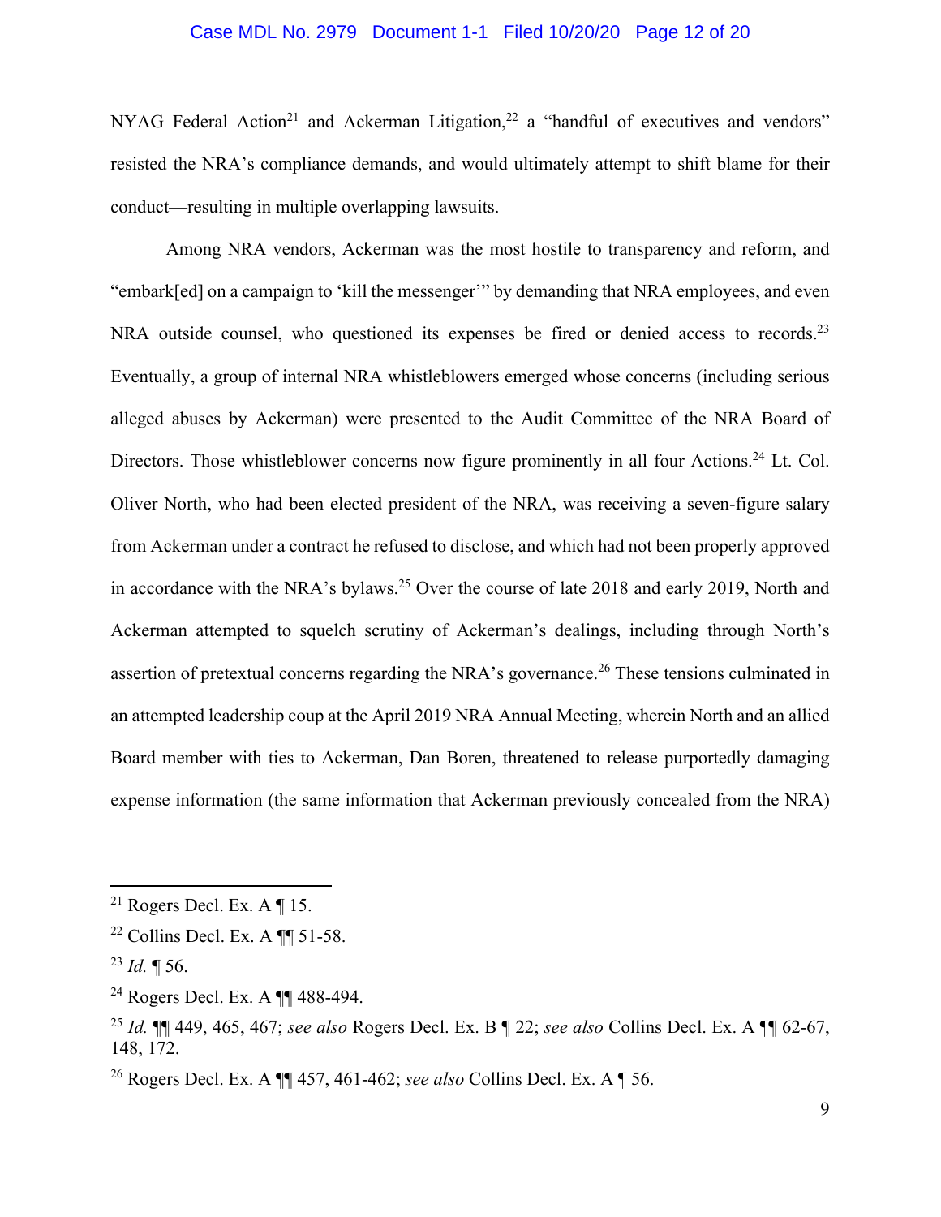NYAG Federal Action[21] and Ackerman Litigation,[22] a "handful of executives and vendors" resisted the NRA's compliance demands, and would ultimately attempt to shift blame for their conduct—resulting in multiple overlapping lawsuits.

Among NRA vendors, Ackerman was the most hostile to transparency and reform, and "embark[ed] on a campaign to 'kill the messenger'" by demanding that NRA employees, and even NRA outside counsel, who questioned its expenses be fired or denied access to records.[23] Eventually, a group of internal NRA whistleblowers emerged whose concerns (including serious alleged abuses by Ackerman) were presented to the Audit Committee of the NRA Board of Directors. Those whistleblower concerns now figure prominently in all four Actions.[24] Lt. Col. Oliver North, who had been elected president of the NRA, was receiving a seven-figure salary from Ackerman under a contract he refused to disclose, and which had not been properly approved in accordance with the NRA's bylaws.[25] Over the course of late 2018 and early 2019, North and Ackerman attempted to squelch scrutiny of Ackerman's dealings, including through North's assertion of pretextual concerns regarding the NRA's governance.[26] These tensions culminated in an attempted leadership coup at the April 2019 NRA Annual Meeting, wherein North and an allied Board member with ties to Ackerman, Dan Boren, threatened to release purportedly damaging expense information (the same information that Ackerman previously concealed from the NRA)

---

[21] Rogers Decl. Ex. A ¶ 15.

[22] Collins Decl. Ex. A ¶¶ 51-58.

[23] *Id.* ¶ 56.

[24] Rogers Decl. Ex. A ¶¶ 488-494.

[25] *Id.* ¶¶ 449, 465, 467; *see also* Rogers Decl. Ex. B ¶ 22; *see also* Collins Decl. Ex. A ¶¶ 62-67, 148, 172.

[26] Rogers Decl. Ex. A ¶¶ 457, 461-462; *see also* Collins Decl. Ex. A ¶ 56.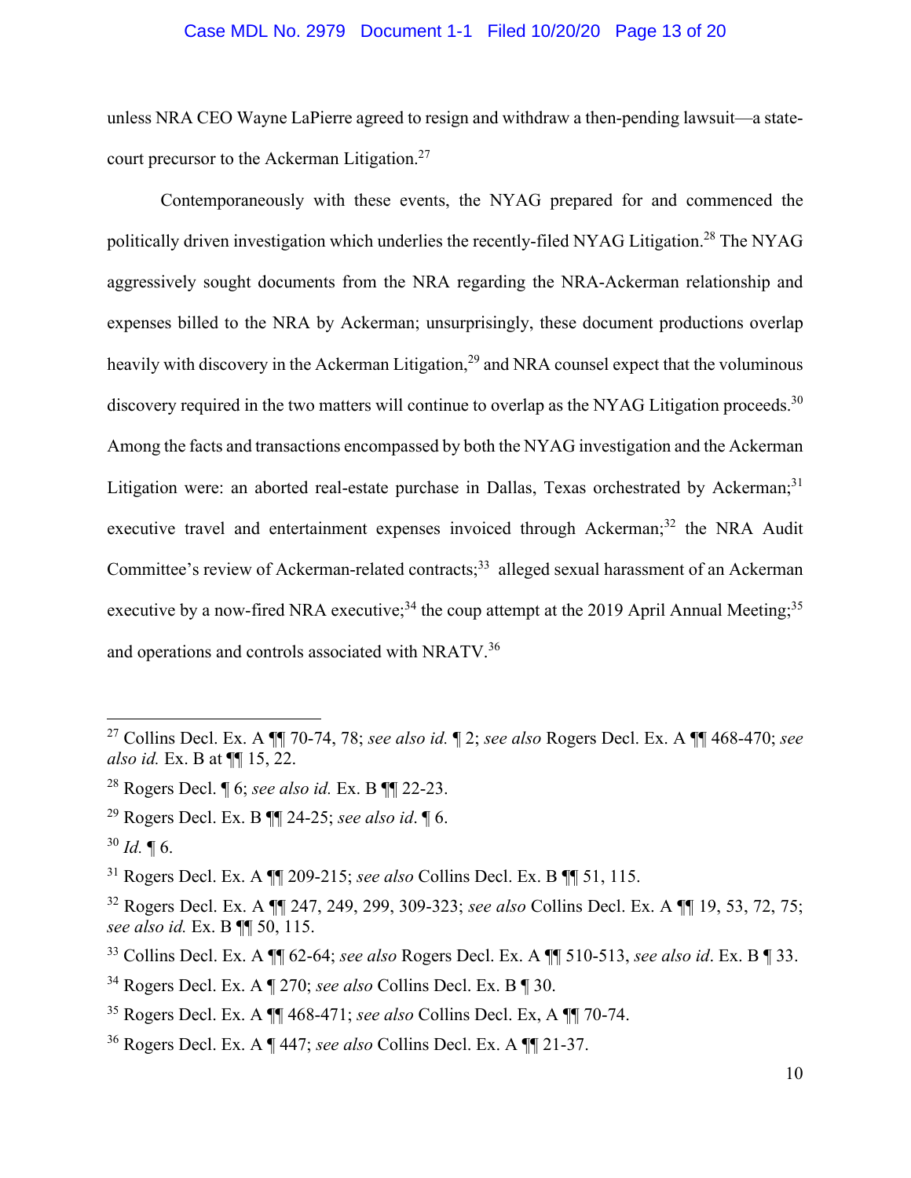unless NRA CEO Wayne LaPierre agreed to resign and withdraw a then-pending lawsuit—a state-court precursor to the Ackerman Litigation.[27]

Contemporaneously with these events, the NYAG prepared for and commenced the politically driven investigation which underlies the recently-filed NYAG Litigation.[28] The NYAG aggressively sought documents from the NRA regarding the NRA-Ackerman relationship and expenses billed to the NRA by Ackerman; unsurprisingly, these document productions overlap heavily with discovery in the Ackerman Litigation,[29] and NRA counsel expect that the voluminous discovery required in the two matters will continue to overlap as the NYAG Litigation proceeds.[30] Among the facts and transactions encompassed by both the NYAG investigation and the Ackerman Litigation were: an aborted real-estate purchase in Dallas, Texas orchestrated by Ackerman;[31] executive travel and entertainment expenses invoiced through Ackerman;[32] the NRA Audit Committee's review of Ackerman-related contracts;[33] alleged sexual harassment of an Ackerman executive by a now-fired NRA executive;[34] the coup attempt at the 2019 April Annual Meeting;[35] and operations and controls associated with NRATV.[36]

---

[27] Collins Decl. Ex. A ¶¶ 70-74, 78; *see also id.* ¶ 2; *see also* Rogers Decl. Ex. A ¶¶ 468-470; *see also id.* Ex. B at ¶¶ 15, 22.

[28] Rogers Decl. ¶ 6; *see also id.* Ex. B ¶¶ 22-23.

[29] Rogers Decl. Ex. B ¶¶ 24-25; *see also id*. ¶ 6.

[30] *Id.* ¶ 6.

[31] Rogers Decl. Ex. A ¶¶ 209-215; *see also* Collins Decl. Ex. B ¶¶ 51, 115.

[32] Rogers Decl. Ex. A ¶¶ 247, 249, 299, 309-323; *see also* Collins Decl. Ex. A ¶¶ 19, 53, 72, 75; *see also id.* Ex. B ¶¶ 50, 115.

[33] Collins Decl. Ex. A ¶¶ 62-64; *see also* Rogers Decl. Ex. A ¶¶ 510-513, *see also id*. Ex. B ¶ 33.

[34] Rogers Decl. Ex. A ¶ 270; *see also* Collins Decl. Ex. B ¶ 30.

[35] Rogers Decl. Ex. A ¶¶ 468-471; *see also* Collins Decl. Ex, A ¶¶ 70-74.

[36] Rogers Decl. Ex. A ¶ 447; *see also* Collins Decl. Ex. A ¶¶ 21-37.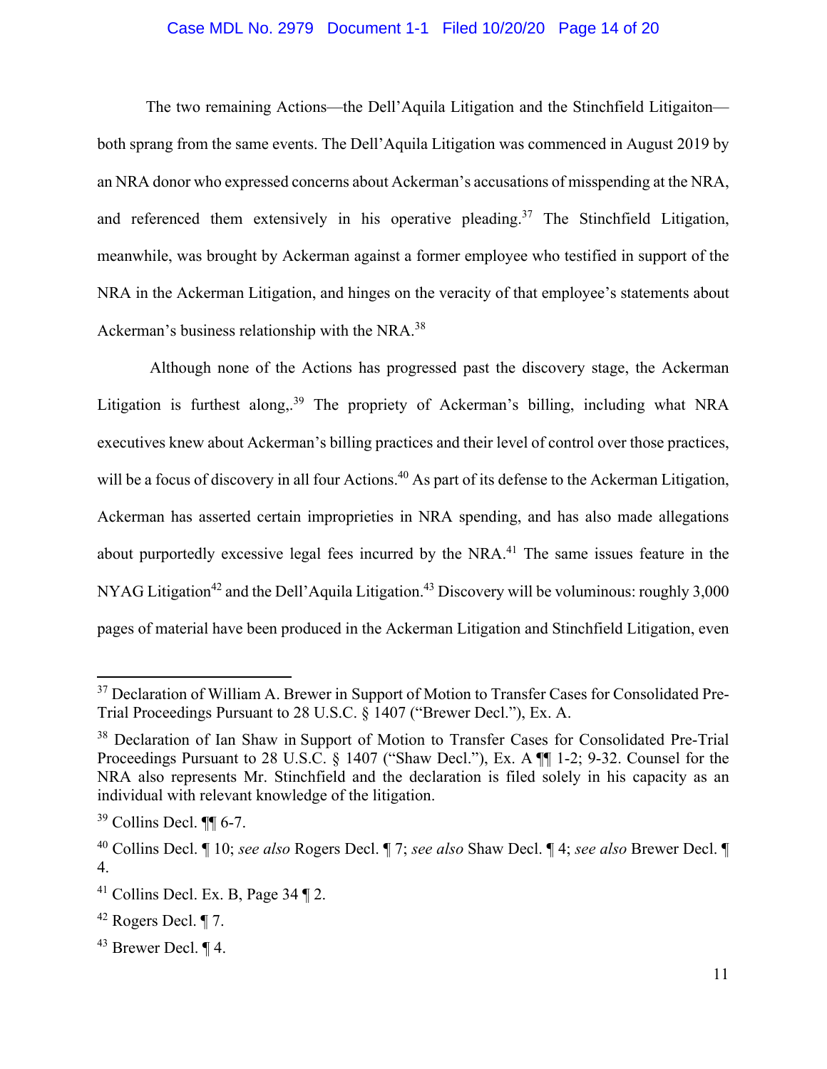The two remaining Actions—the Dell'Aquila Litigation and the Stinchfield Litigaiton—both sprang from the same events. The Dell'Aquila Litigation was commenced in August 2019 by an NRA donor who expressed concerns about Ackerman's accusations of misspending at the NRA, and referenced them extensively in his operative pleading.[37] The Stinchfield Litigation, meanwhile, was brought by Ackerman against a former employee who testified in support of the NRA in the Ackerman Litigation, and hinges on the veracity of that employee's statements about Ackerman's business relationship with the NRA.[38]

Although none of the Actions has progressed past the discovery stage, the Ackerman Litigation is furthest along,.[39] The propriety of Ackerman's billing, including what NRA executives knew about Ackerman's billing practices and their level of control over those practices, will be a focus of discovery in all four Actions.[40] As part of its defense to the Ackerman Litigation, Ackerman has asserted certain improprieties in NRA spending, and has also made allegations about purportedly excessive legal fees incurred by the NRA.[41] The same issues feature in the NYAG Litigation[42] and the Dell'Aquila Litigation.[43] Discovery will be voluminous: roughly 3,000 pages of material have been produced in the Ackerman Litigation and Stinchfield Litigation, even

---

[37] Declaration of William A. Brewer in Support of Motion to Transfer Cases for Consolidated Pre-Trial Proceedings Pursuant to 28 U.S.C. § 1407 ("Brewer Decl."), Ex. A.

[38] Declaration of Ian Shaw in Support of Motion to Transfer Cases for Consolidated Pre-Trial Proceedings Pursuant to 28 U.S.C. § 1407 ("Shaw Decl."), Ex. A ¶¶ 1-2; 9-32. Counsel for the NRA also represents Mr. Stinchfield and the declaration is filed solely in his capacity as an individual with relevant knowledge of the litigation.

[39] Collins Decl. ¶¶ 6-7.

[40] Collins Decl. ¶ 10; *see also* Rogers Decl. ¶ 7; *see also* Shaw Decl. ¶ 4; *see also* Brewer Decl. ¶ 4.

[41] Collins Decl. Ex. B, Page 34 ¶ 2.

[42] Rogers Decl. ¶ 7.

[43] Brewer Decl. ¶ 4.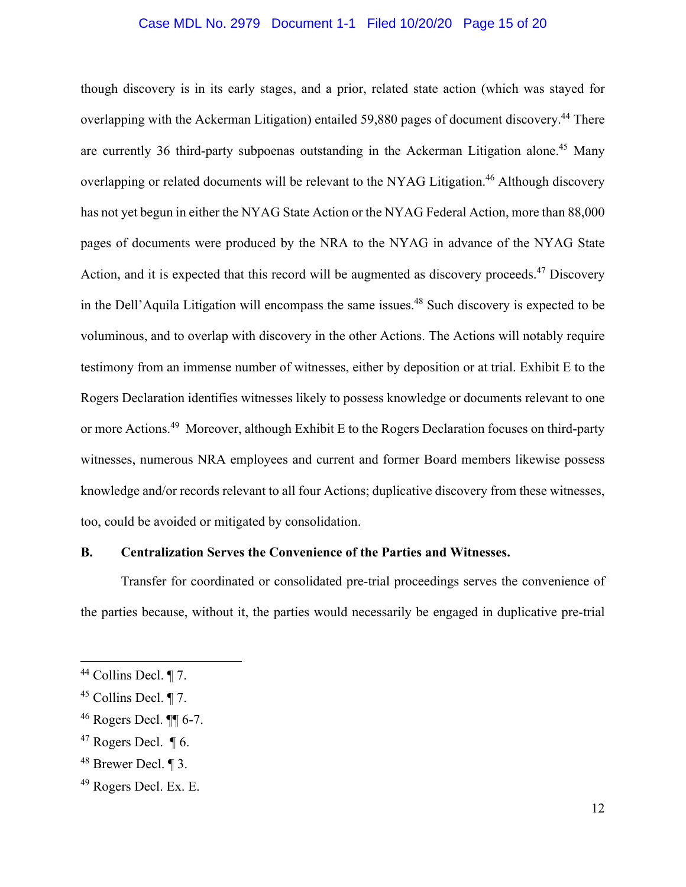though discovery is in its early stages, and a prior, related state action (which was stayed for overlapping with the Ackerman Litigation) entailed 59,880 pages of document discovery.[44] There are currently 36 third-party subpoenas outstanding in the Ackerman Litigation alone.[45] Many overlapping or related documents will be relevant to the NYAG Litigation.[46] Although discovery has not yet begun in either the NYAG State Action or the NYAG Federal Action, more than 88,000 pages of documents were produced by the NRA to the NYAG in advance of the NYAG State Action, and it is expected that this record will be augmented as discovery proceeds.[47] Discovery in the Dell'Aquila Litigation will encompass the same issues.[48] Such discovery is expected to be voluminous, and to overlap with discovery in the other Actions. The Actions will notably require testimony from an immense number of witnesses, either by deposition or at trial. Exhibit E to the Rogers Declaration identifies witnesses likely to possess knowledge or documents relevant to one or more Actions.[49] Moreover, although Exhibit E to the Rogers Declaration focuses on third-party witnesses, numerous NRA employees and current and former Board members likewise possess knowledge and/or records relevant to all four Actions; duplicative discovery from these witnesses, too, could be avoided or mitigated by consolidation.

### B. Centralization Serves the Convenience of the Parties and Witnesses.

Transfer for coordinated or consolidated pre-trial proceedings serves the convenience of the parties because, without it, the parties would necessarily be engaged in duplicative pre-trial

---

[44] Collins Decl. ¶ 7.

[45] Collins Decl. ¶ 7.

[46] Rogers Decl. ¶¶ 6-7.

[47] Rogers Decl. ¶ 6.

[48] Brewer Decl. ¶ 3.

[49] Rogers Decl. Ex. E.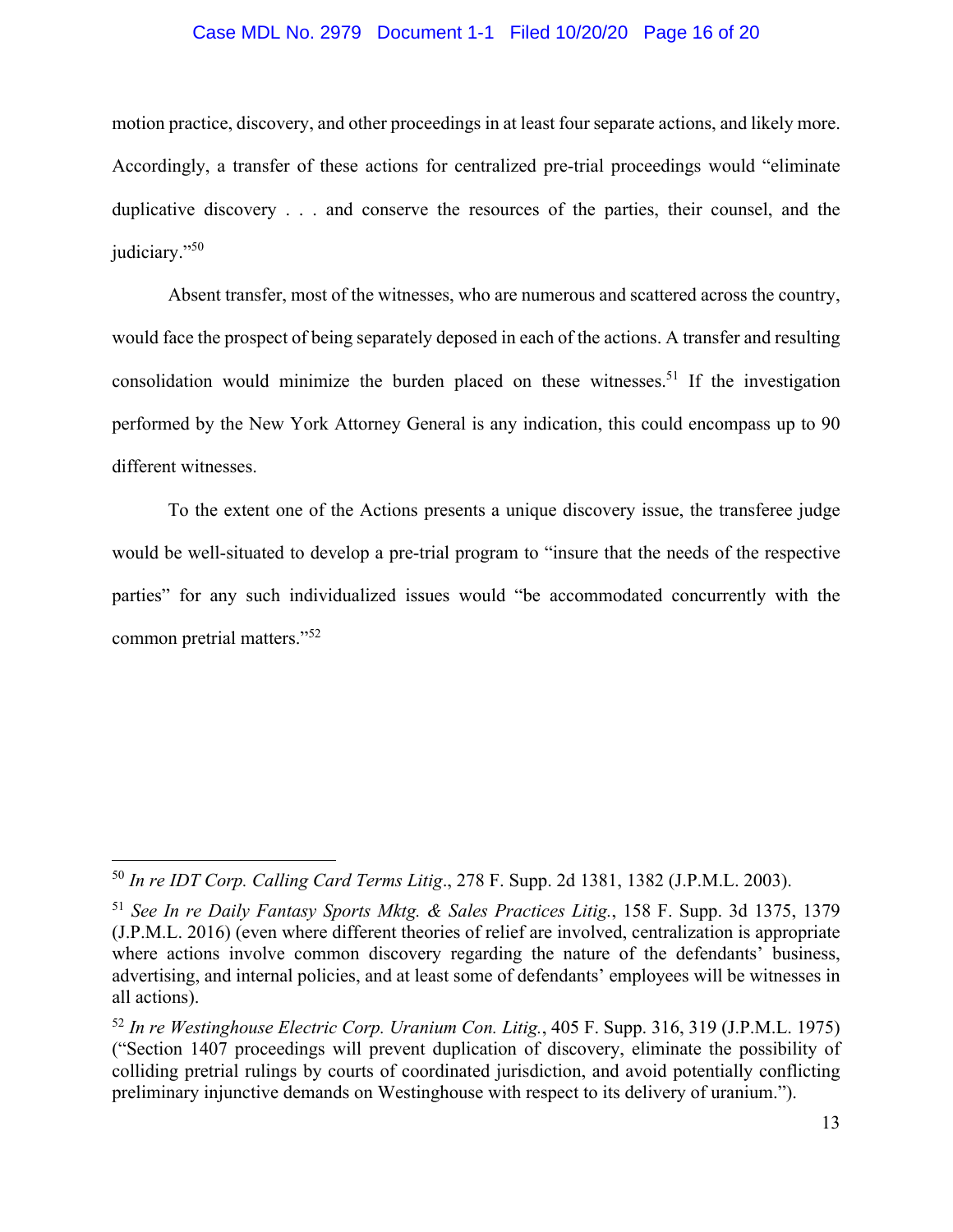motion practice, discovery, and other proceedings in at least four separate actions, and likely more. Accordingly, a transfer of these actions for centralized pre-trial proceedings would "eliminate duplicative discovery . . . and conserve the resources of the parties, their counsel, and the judiciary."[50]

Absent transfer, most of the witnesses, who are numerous and scattered across the country, would face the prospect of being separately deposed in each of the actions. A transfer and resulting consolidation would minimize the burden placed on these witnesses.[51] If the investigation performed by the New York Attorney General is any indication, this could encompass up to 90 different witnesses.

To the extent one of the Actions presents a unique discovery issue, the transferee judge would be well-situated to develop a pre-trial program to "insure that the needs of the respective parties" for any such individualized issues would "be accommodated concurrently with the common pretrial matters."[52]

---

[50] *In re IDT Corp. Calling Card Terms Litig*., 278 F. Supp. 2d 1381, 1382 (J.P.M.L. 2003).

[51] *See In re Daily Fantasy Sports Mktg. & Sales Practices Litig.*, 158 F. Supp. 3d 1375, 1379 (J.P.M.L. 2016) (even where different theories of relief are involved, centralization is appropriate where actions involve common discovery regarding the nature of the defendants' business, advertising, and internal policies, and at least some of defendants' employees will be witnesses in all actions).

[52] *In re Westinghouse Electric Corp. Uranium Con. Litig.*, 405 F. Supp. 316, 319 (J.P.M.L. 1975) ("Section 1407 proceedings will prevent duplication of discovery, eliminate the possibility of colliding pretrial rulings by courts of coordinated jurisdiction, and avoid potentially conflicting preliminary injunctive demands on Westinghouse with respect to its delivery of uranium.").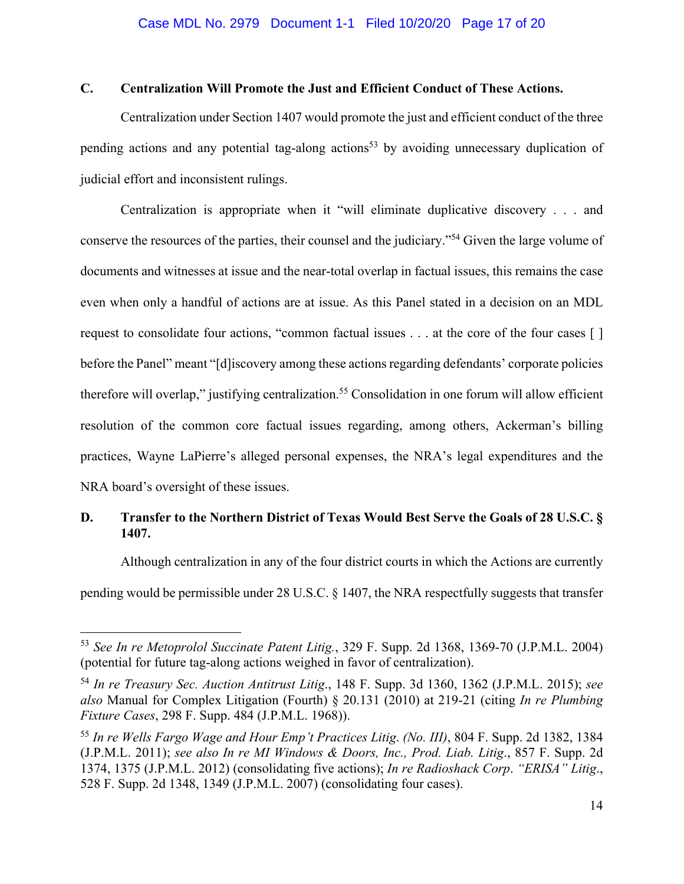### C. Centralization Will Promote the Just and Efficient Conduct of These Actions.

Centralization under Section 1407 would promote the just and efficient conduct of the three pending actions and any potential tag-along actions[53] by avoiding unnecessary duplication of judicial effort and inconsistent rulings.

Centralization is appropriate when it "will eliminate duplicative discovery . . . and conserve the resources of the parties, their counsel and the judiciary."[54] Given the large volume of documents and witnesses at issue and the near-total overlap in factual issues, this remains the case even when only a handful of actions are at issue. As this Panel stated in a decision on an MDL request to consolidate four actions, "common factual issues . . . at the core of the four cases [ ] before the Panel" meant "[d]iscovery among these actions regarding defendants' corporate policies therefore will overlap," justifying centralization.[55] Consolidation in one forum will allow efficient resolution of the common core factual issues regarding, among others, Ackerman's billing practices, Wayne LaPierre's alleged personal expenses, the NRA's legal expenditures and the NRA board's oversight of these issues.

### D. Transfer to the Northern District of Texas Would Best Serve the Goals of 28 U.S.C. § 1407.

Although centralization in any of the four district courts in which the Actions are currently pending would be permissible under 28 U.S.C. § 1407, the NRA respectfully suggests that transfer

---

[53] *See In re Metoprolol Succinate Patent Litig.*, 329 F. Supp. 2d 1368, 1369-70 (J.P.M.L. 2004) (potential for future tag-along actions weighed in favor of centralization).

[54] *In re Treasury Sec. Auction Antitrust Litig.*, 148 F. Supp. 3d 1360, 1362 (J.P.M.L. 2015); *see also* Manual for Complex Litigation (Fourth) § 20.131 (2010) at 219-21 (citing *In re Plumbing Fixture Cases*, 298 F. Supp. 484 (J.P.M.L. 1968)).

[55] *In re Wells Fargo Wage and Hour Emp't Practices Litig. (No. III)*, 804 F. Supp. 2d 1382, 1384 (J.P.M.L. 2011); *see also In re MI Windows & Doors, Inc., Prod. Liab. Litig.*, 857 F. Supp. 2d 1374, 1375 (J.P.M.L. 2012) (consolidating five actions); *In re Radioshack Corp. "ERISA" Litig.*, 528 F. Supp. 2d 1348, 1349 (J.P.M.L. 2007) (consolidating four cases).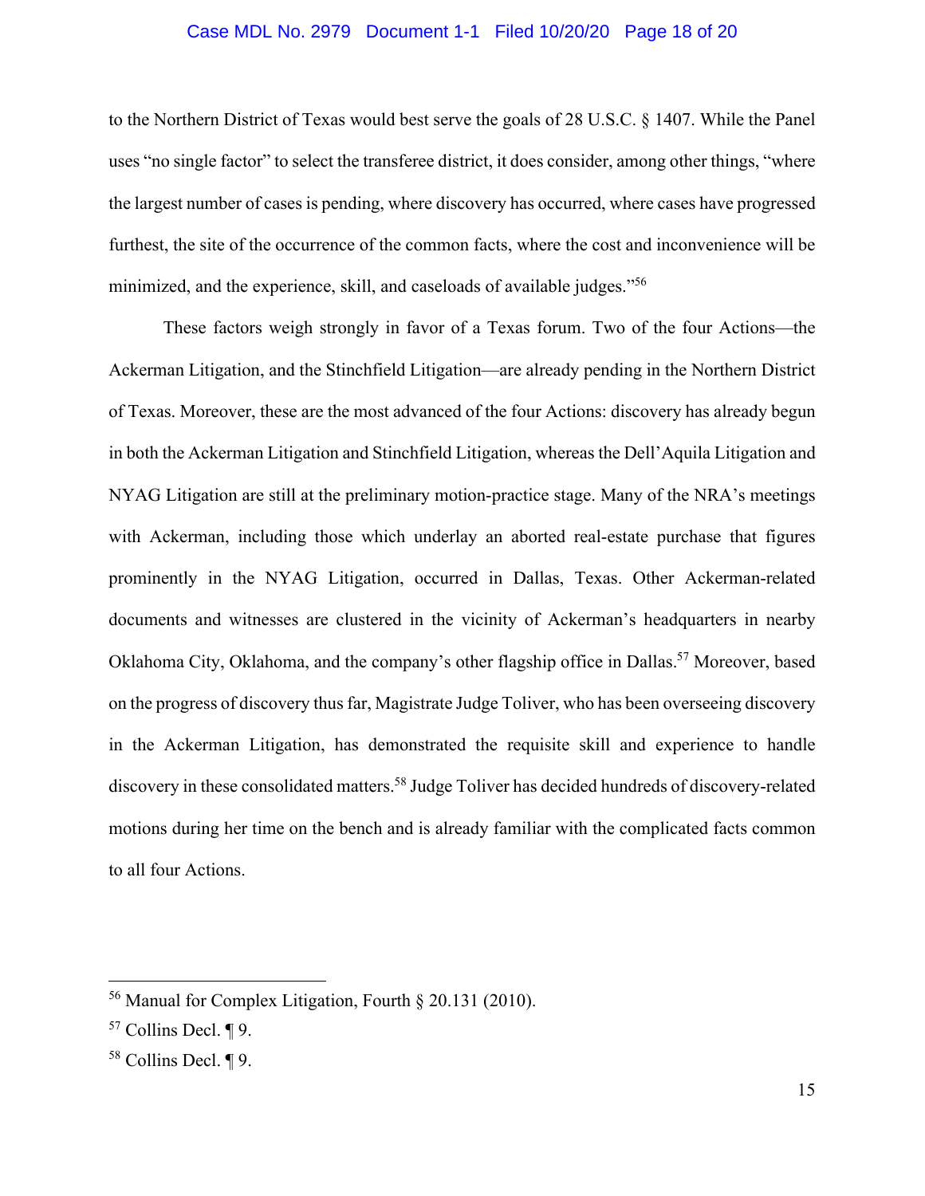to the Northern District of Texas would best serve the goals of 28 U.S.C. § 1407. While the Panel uses "no single factor" to select the transferee district, it does consider, among other things, "where the largest number of cases is pending, where discovery has occurred, where cases have progressed furthest, the site of the occurrence of the common facts, where the cost and inconvenience will be minimized, and the experience, skill, and caseloads of available judges."[56]

These factors weigh strongly in favor of a Texas forum. Two of the four Actions—the Ackerman Litigation, and the Stinchfield Litigation—are already pending in the Northern District of Texas. Moreover, these are the most advanced of the four Actions: discovery has already begun in both the Ackerman Litigation and Stinchfield Litigation, whereas the Dell'Aquila Litigation and NYAG Litigation are still at the preliminary motion-practice stage. Many of the NRA's meetings with Ackerman, including those which underlay an aborted real-estate purchase that figures prominently in the NYAG Litigation, occurred in Dallas, Texas. Other Ackerman-related documents and witnesses are clustered in the vicinity of Ackerman's headquarters in nearby Oklahoma City, Oklahoma, and the company's other flagship office in Dallas.[57] Moreover, based on the progress of discovery thus far, Magistrate Judge Toliver, who has been overseeing discovery in the Ackerman Litigation, has demonstrated the requisite skill and experience to handle discovery in these consolidated matters.[58] Judge Toliver has decided hundreds of discovery-related motions during her time on the bench and is already familiar with the complicated facts common to all four Actions.

---

[56] Manual for Complex Litigation, Fourth § 20.131 (2010).

[57] Collins Decl. ¶ 9.

[58] Collins Decl. ¶ 9.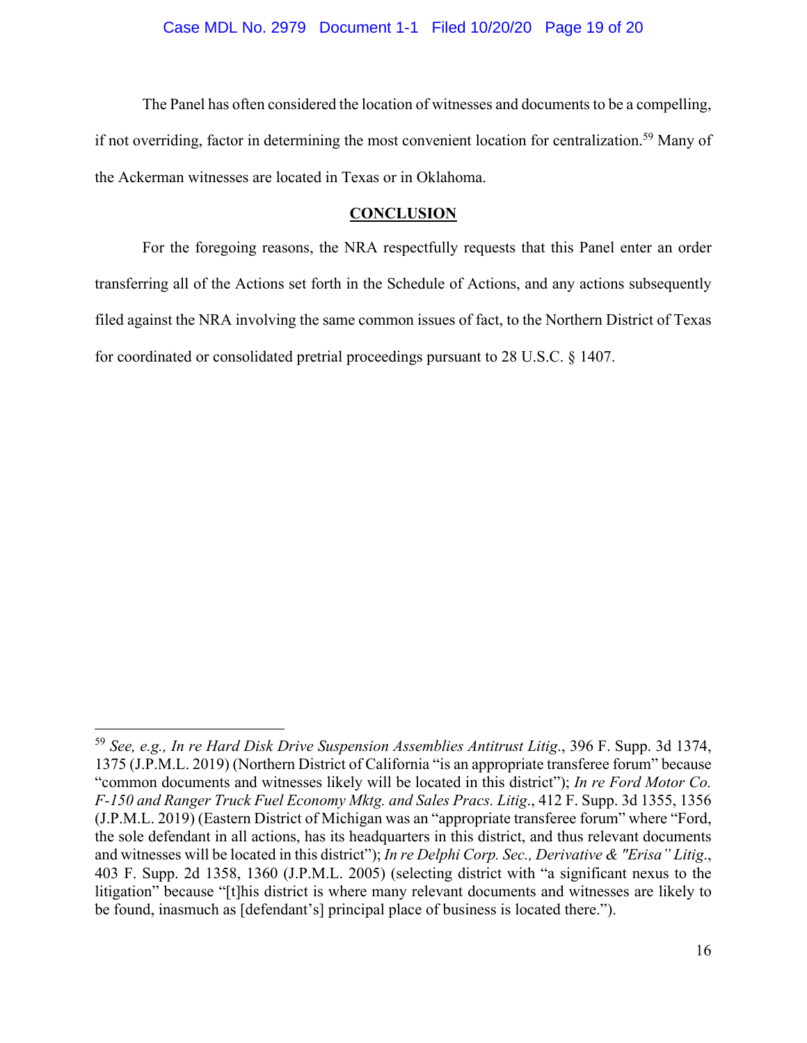The Panel has often considered the location of witnesses and documents to be a compelling, if not overriding, factor in determining the most convenient location for centralization.[59] Many of the Ackerman witnesses are located in Texas or in Oklahoma.

## CONCLUSION

For the foregoing reasons, the NRA respectfully requests that this Panel enter an order transferring all of the Actions set forth in the Schedule of Actions, and any actions subsequently filed against the NRA involving the same common issues of fact, to the Northern District of Texas for coordinated or consolidated pretrial proceedings pursuant to 28 U.S.C. § 1407.

---

[59] *See, e.g., In re Hard Disk Drive Suspension Assemblies Antitrust Litig*., 396 F. Supp. 3d 1374, 1375 (J.P.M.L. 2019) (Northern District of California "is an appropriate transferee forum" because "common documents and witnesses likely will be located in this district"); *In re Ford Motor Co. F-150 and Ranger Truck Fuel Economy Mktg. and Sales Pracs. Litig*., 412 F. Supp. 3d 1355, 1356 (J.P.M.L. 2019) (Eastern District of Michigan was an "appropriate transferee forum" where "Ford, the sole defendant in all actions, has its headquarters in this district, and thus relevant documents and witnesses will be located in this district"); *In re Delphi Corp. Sec., Derivative & "Erisa" Litig*., 403 F. Supp. 2d 1358, 1360 (J.P.M.L. 2005) (selecting district with "a significant nexus to the litigation" because "[t]his district is where many relevant documents and witnesses are likely to be found, inasmuch as [defendant's] principal place of business is located there.").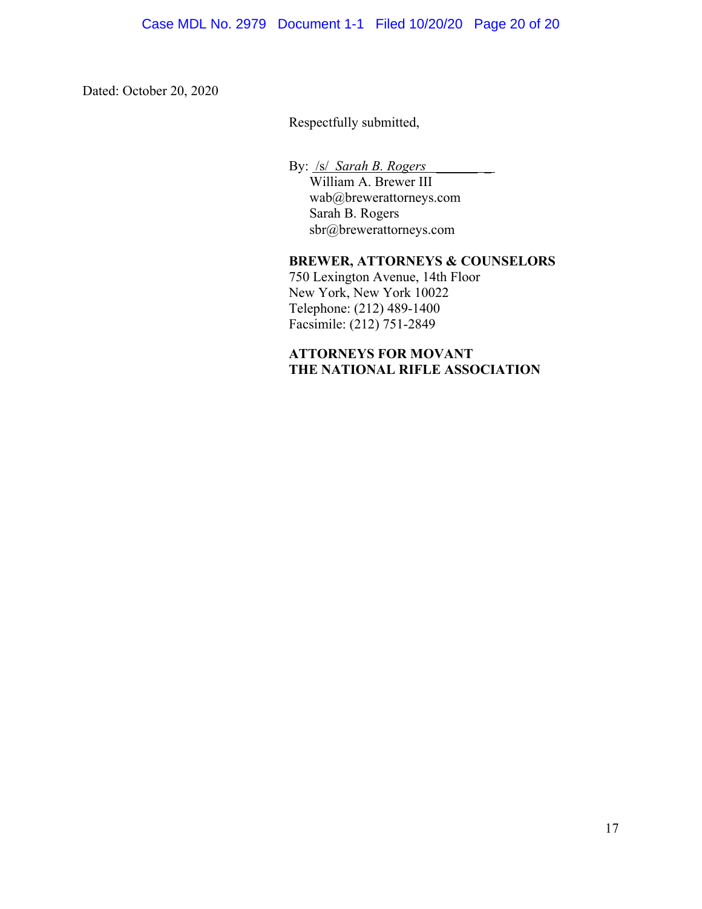Dated: October 20, 2020

Respectfully submitted,

By: /s/ *Sarah B. Rogers*
William A. Brewer III
wab@brewerattorneys.com
Sarah B. Rogers
sbr@brewerattorneys.com

**BREWER, ATTORNEYS & COUNSELORS**
750 Lexington Avenue, 14th Floor
New York, New York 10022
Telephone: (212) 489-1400
Facsimile: (212) 751-2849

**ATTORNEYS FOR MOVANT**
**THE NATIONAL RIFLE ASSOCIATION**